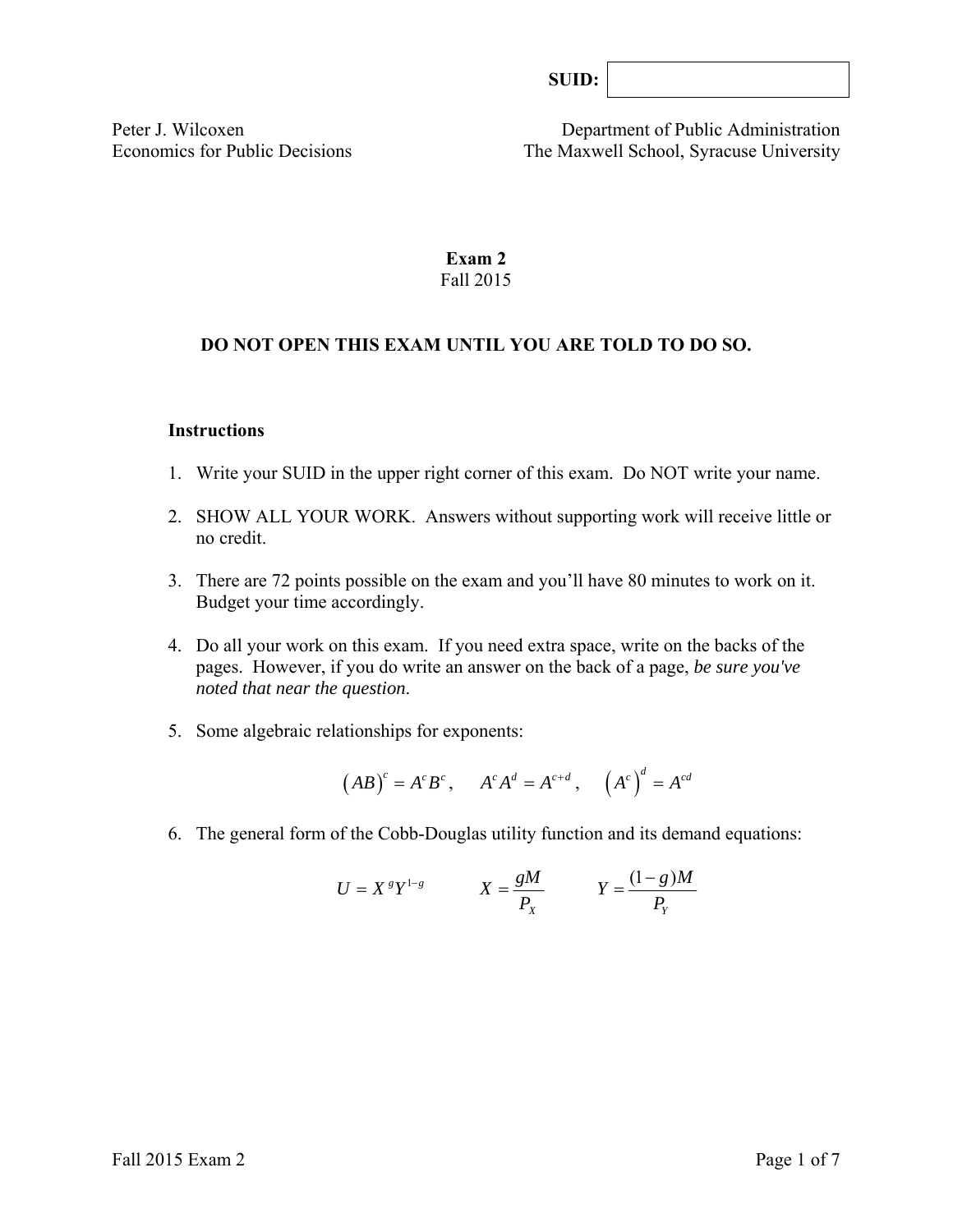**SUID:** 

Peter J. Wilcoxen
Economics for Public Decisions

Department of Public Administration
The Maxwell School, Syracuse University

# Exam 2

Fall 2015

**DO NOT OPEN THIS EXAM UNTIL YOU ARE TOLD TO DO SO.**

### Instructions

1. Write your SUID in the upper right corner of this exam. Do NOT write your name.

2. SHOW ALL YOUR WORK. Answers without supporting work will receive little or no credit.

3. There are 72 points possible on the exam and you'll have 80 minutes to work on it. Budget your time accordingly.

4. Do all your work on this exam. If you need extra space, write on the backs of the pages. However, if you do write an answer on the back of a page, *be sure you've noted that near the question.*

5. Some algebraic relationships for exponents:

$$\left(AB\right)^c = A^c B^c, \quad A^c A^d = A^{c+d}, \quad \left(A^c\right)^d = A^{cd}$$

6. The general form of the Cobb-Douglas utility function and its demand equations:

$$U = X^g Y^{1-g} \qquad X = \frac{gM}{P_X} \qquad Y = \frac{(1-g)M}{P_Y}$$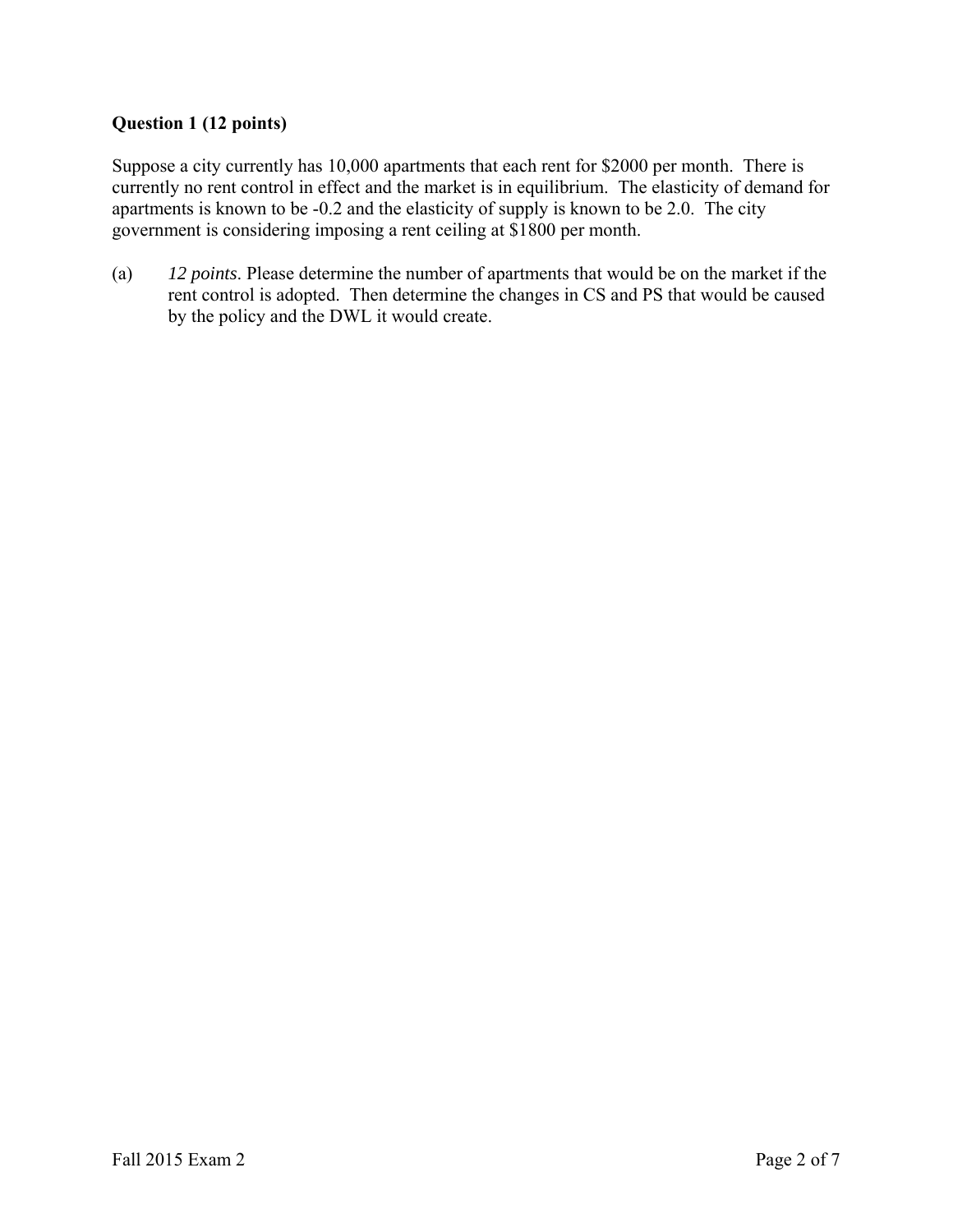**Question 1 (12 points)**

Suppose a city currently has 10,000 apartments that each rent for \$2000 per month. There is currently no rent control in effect and the market is in equilibrium. The elasticity of demand for apartments is known to be -0.2 and the elasticity of supply is known to be 2.0. The city government is considering imposing a rent ceiling at \$1800 per month.

(a) *12 points*. Please determine the number of apartments that would be on the market if the rent control is adopted. Then determine the changes in CS and PS that would be caused by the policy and the DWL it would create.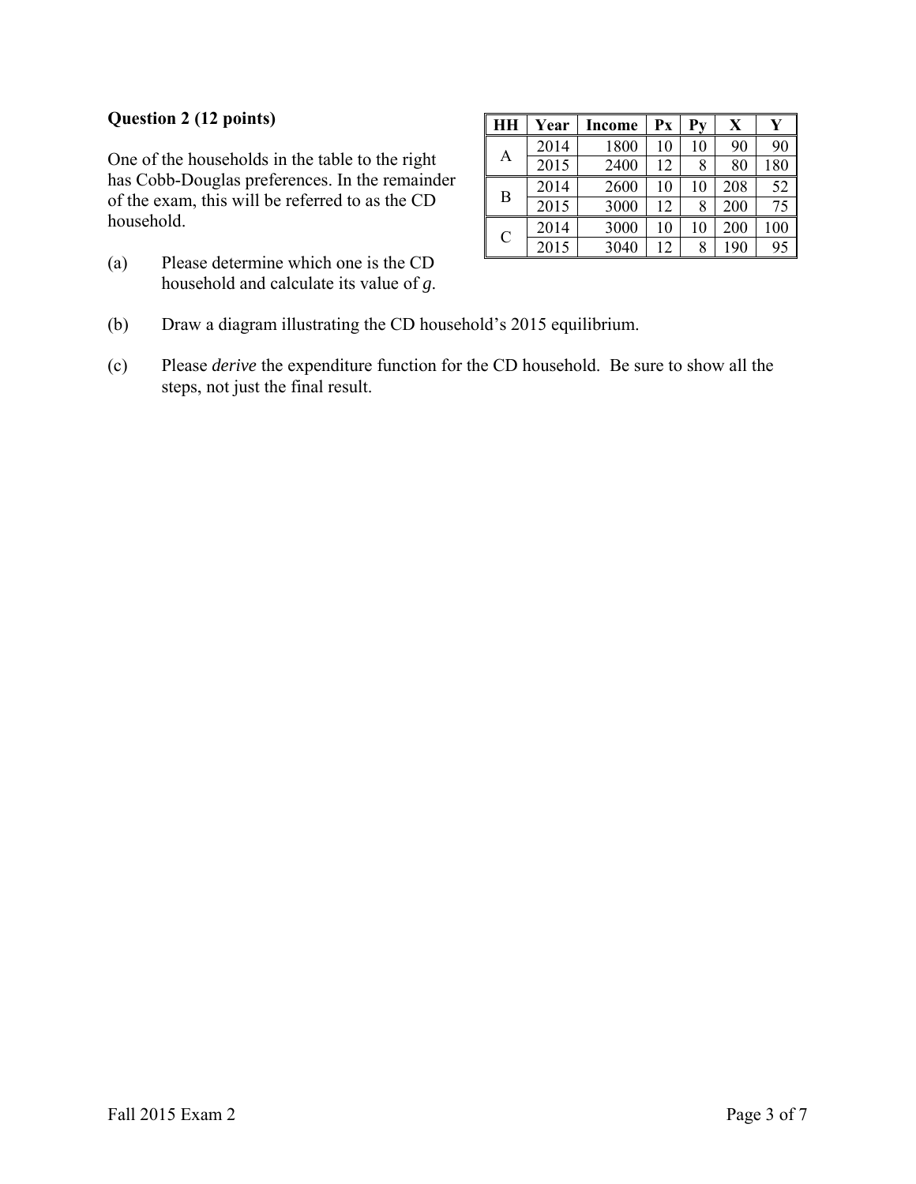**Question 2 (12 points)**

One of the households in the table to the right has Cobb-Douglas preferences. In the remainder of the exam, this will be referred to as the CD household.

| HH | Year | Income | Px | Py | X | Y |
|---|---|---|---|---|---|---|
| A | 2014 | 1800 | 10 | 10 | 90 | 90 |
| | 2015 | 2400 | 12 | 8 | 80 | 180 |
| B | 2014 | 2600 | 10 | 10 | 208 | 52 |
| | 2015 | 3000 | 12 | 8 | 200 | 75 |
| C | 2014 | 3000 | 10 | 10 | 200 | 100 |
| | 2015 | 3040 | 12 | 8 | 190 | 95 |

(a) Please determine which one is the CD household and calculate its value of $g$.

(b) Draw a diagram illustrating the CD household's 2015 equilibrium.

(c) Please *derive* the expenditure function for the CD household. Be sure to show all the steps, not just the final result.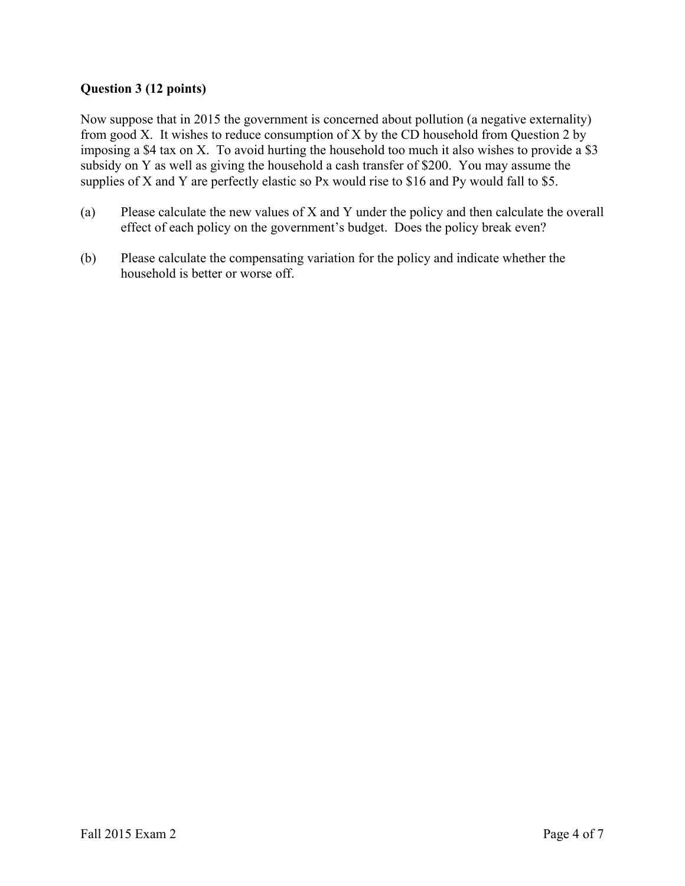**Question 3 (12 points)**

Now suppose that in 2015 the government is concerned about pollution (a negative externality) from good X. It wishes to reduce consumption of X by the CD household from Question 2 by imposing a $4 tax on X. To avoid hurting the household too much it also wishes to provide a $3 subsidy on Y as well as giving the household a cash transfer of $200. You may assume the supplies of X and Y are perfectly elastic so Px would rise to $16 and Py would fall to $5.

(a) Please calculate the new values of X and Y under the policy and then calculate the overall effect of each policy on the government's budget. Does the policy break even?

(b) Please calculate the compensating variation for the policy and indicate whether the household is better or worse off.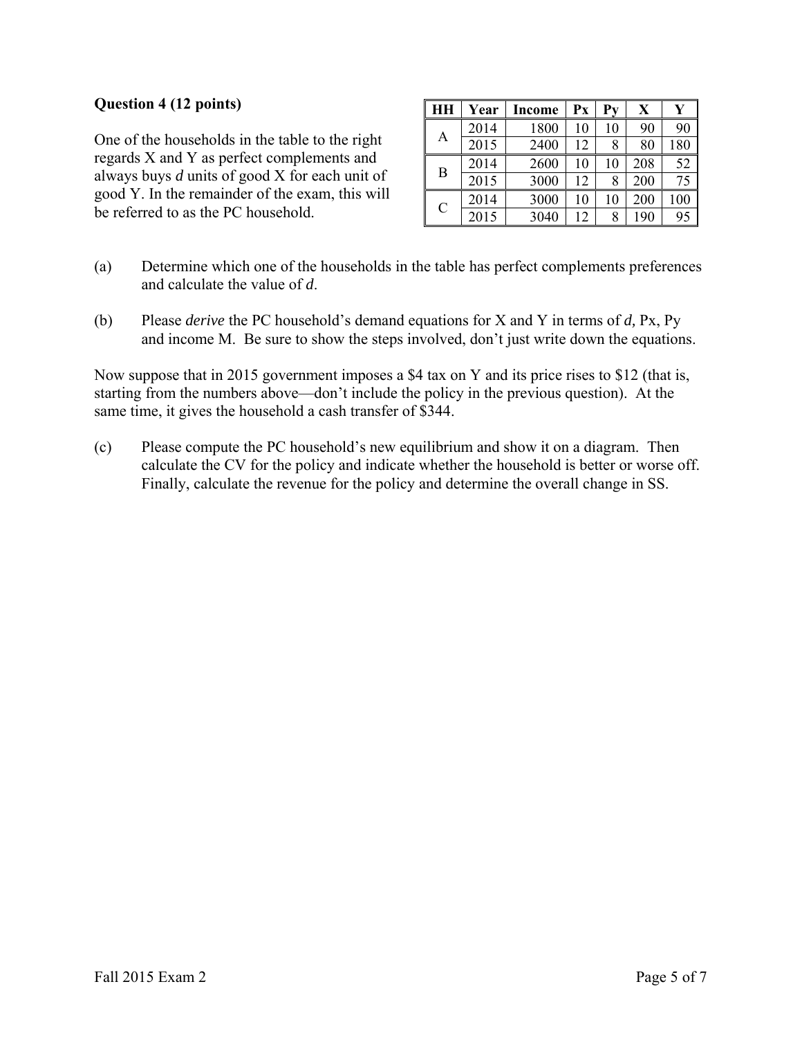**Question 4 (12 points)**

One of the households in the table to the right regards X and Y as perfect complements and always buys *d* units of good X for each unit of good Y. In the remainder of the exam, this will be referred to as the PC household.

| HH | Year | Income | Px | Py | X | Y |
|---|---|---|---|---|---|---|
| A | 2014 | 1800 | 10 | 10 | 90 | 90 |
| | 2015 | 2400 | 12 | 8 | 80 | 180 |
| B | 2014 | 2600 | 10 | 10 | 208 | 52 |
| | 2015 | 3000 | 12 | 8 | 200 | 75 |
| C | 2014 | 3000 | 10 | 10 | 200 | 100 |
| | 2015 | 3040 | 12 | 8 | 190 | 95 |

(a) Determine which one of the households in the table has perfect complements preferences and calculate the value of *d*.

(b) Please *derive* the PC household's demand equations for X and Y in terms of *d,* Px, Py and income M. Be sure to show the steps involved, don't just write down the equations.

Now suppose that in 2015 government imposes a $4 tax on Y and its price rises to $12 (that is, starting from the numbers above—don't include the policy in the previous question). At the same time, it gives the household a cash transfer of $344.

(c) Please compute the PC household's new equilibrium and show it on a diagram. Then calculate the CV for the policy and indicate whether the household is better or worse off. Finally, calculate the revenue for the policy and determine the overall change in SS.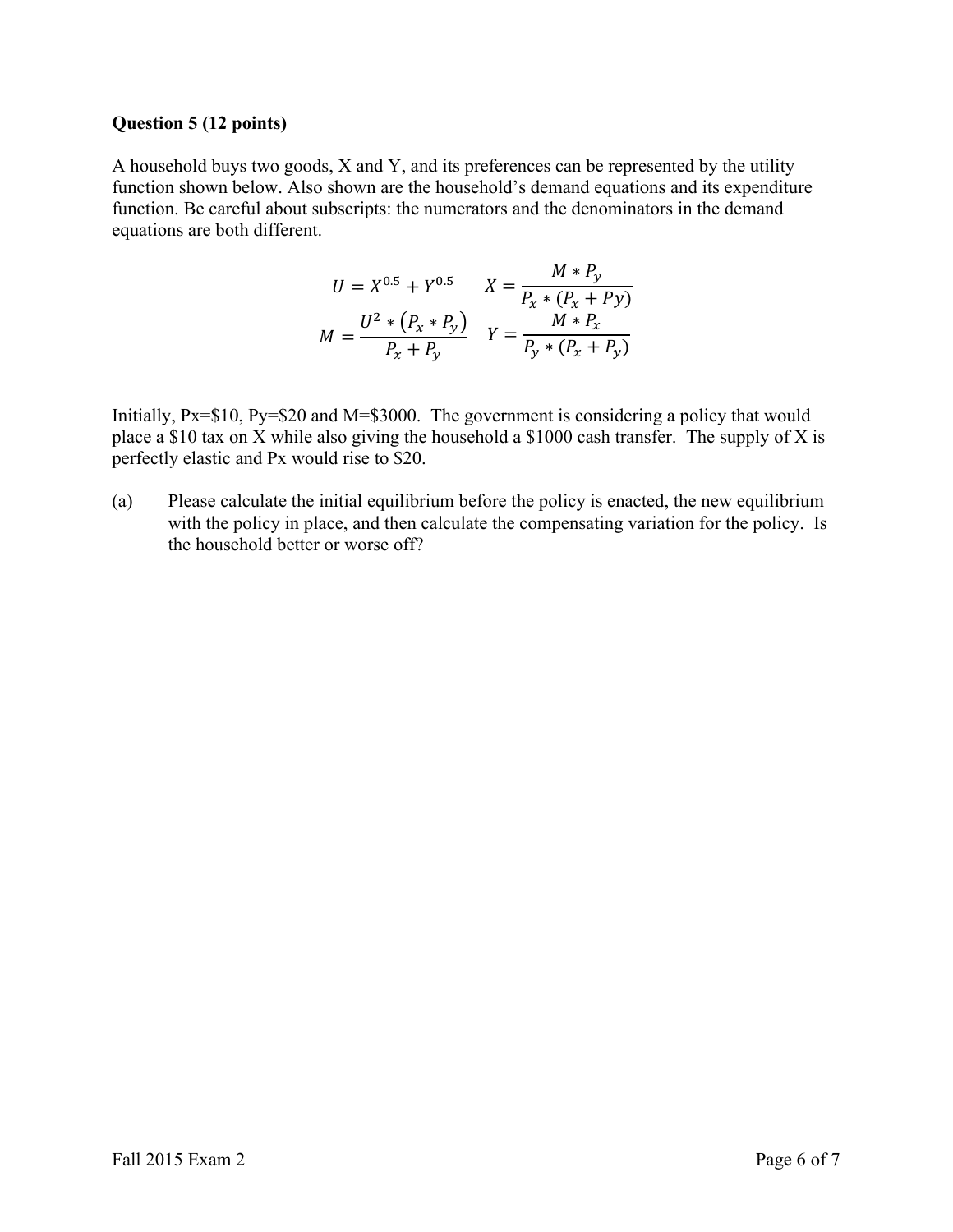**Question 5 (12 points)**

A household buys two goods, X and Y, and its preferences can be represented by the utility function shown below. Also shown are the household's demand equations and its expenditure function. Be careful about subscripts: the numerators and the denominators in the demand equations are both different.

$$U = X^{0.5} + Y^{0.5} \qquad X = \frac{M * P_y}{P_x * (P_x + Py)}$$

$$M = \frac{U^2 * (P_x * P_y)}{P_x + P_y} \qquad Y = \frac{M * P_x}{P_y * (P_x + P_y)}$$

Initially, Px=\$10, Py=\$20 and M=\$3000. The government is considering a policy that would place a \$10 tax on X while also giving the household a \$1000 cash transfer. The supply of X is perfectly elastic and Px would rise to \$20.

(a) Please calculate the initial equilibrium before the policy is enacted, the new equilibrium with the policy in place, and then calculate the compensating variation for the policy. Is the household better or worse off?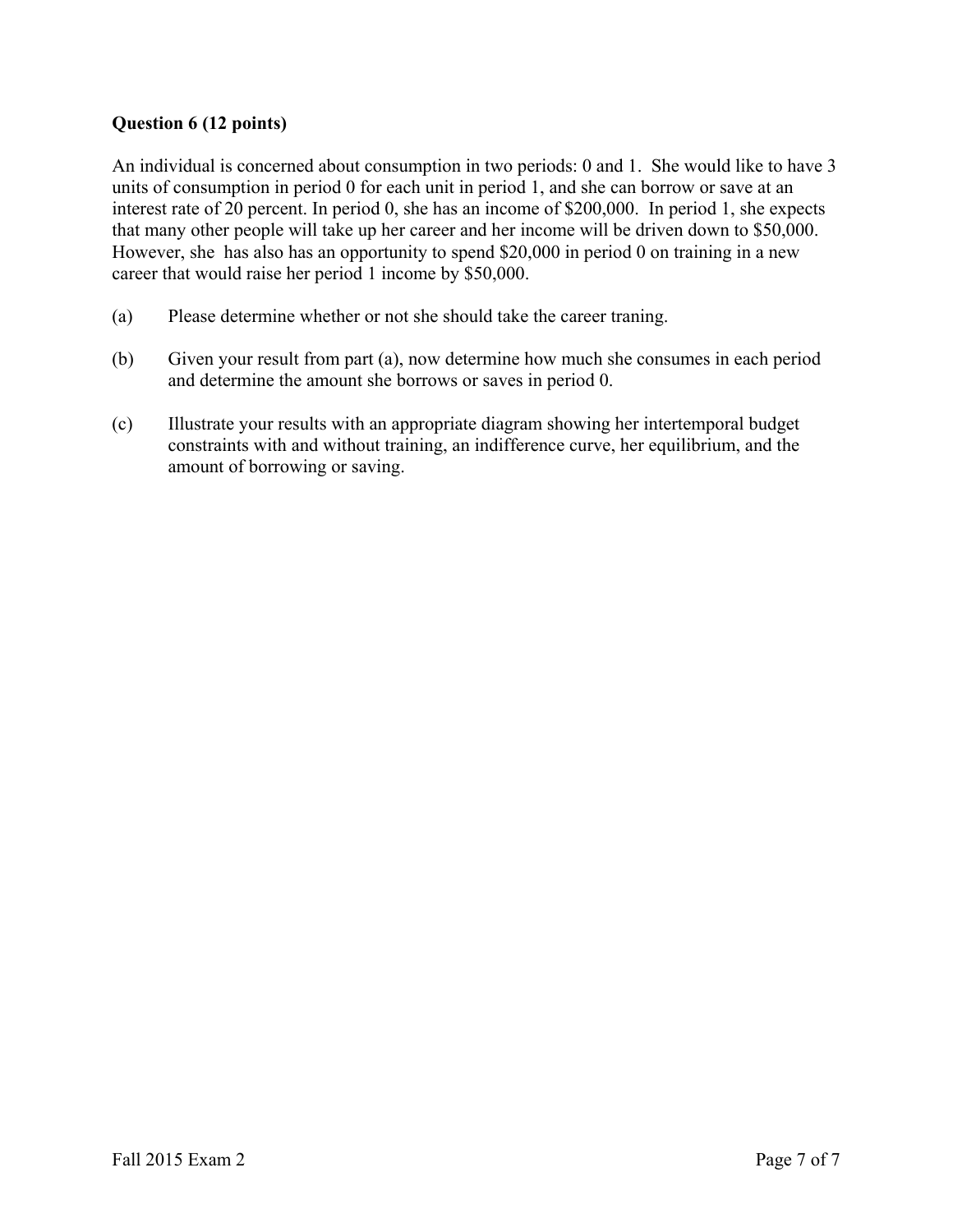**Question 6 (12 points)**

An individual is concerned about consumption in two periods: 0 and 1. She would like to have 3 units of consumption in period 0 for each unit in period 1, and she can borrow or save at an interest rate of 20 percent. In period 0, she has an income of $200,000. In period 1, she expects that many other people will take up her career and her income will be driven down to $50,000. However, she has also has an opportunity to spend $20,000 in period 0 on training in a new career that would raise her period 1 income by $50,000.

(a) Please determine whether or not she should take the career traning.

(b) Given your result from part (a), now determine how much she consumes in each period and determine the amount she borrows or saves in period 0.

(c) Illustrate your results with an appropriate diagram showing her intertemporal budget constraints with and without training, an indifference curve, her equilibrium, and the amount of borrowing or saving.